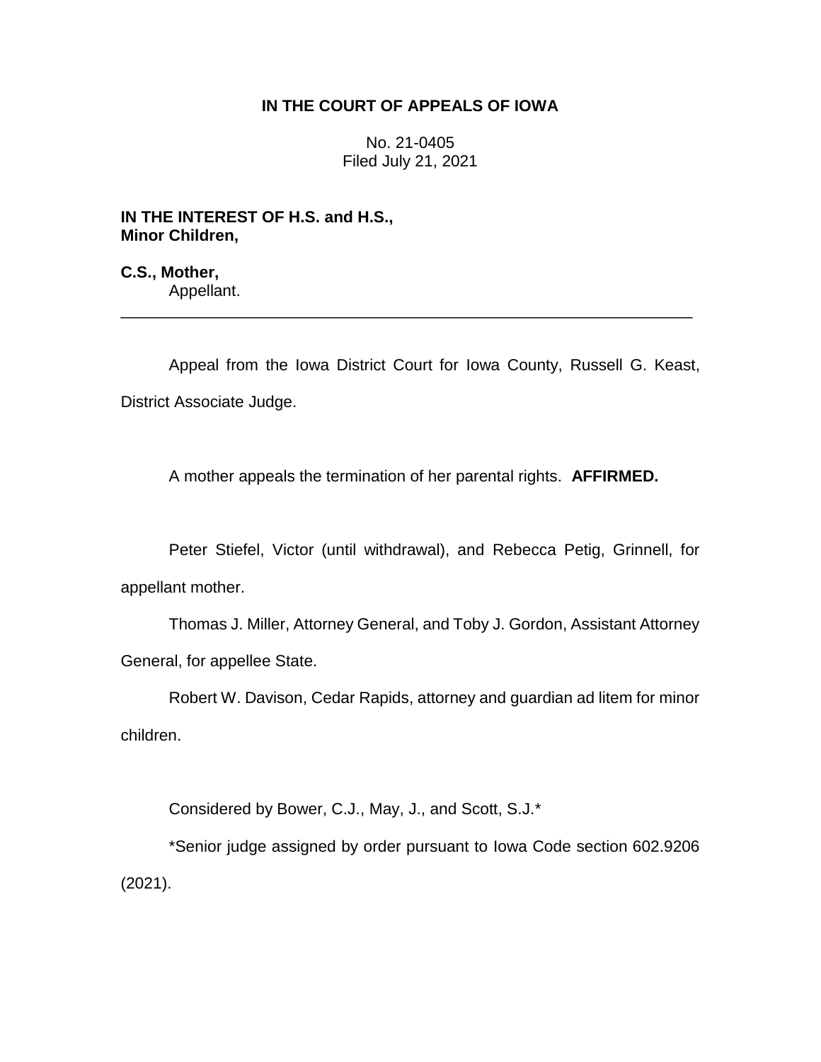# IN THE COURT OF APPEALS OF IOWA

No. 21-0405
Filed July 21, 2021

**IN THE INTEREST OF H.S. and H.S., Minor Children,**

**C.S., Mother,**
Appellant.

---

Appeal from the Iowa District Court for Iowa County, Russell G. Keast, District Associate Judge.

A mother appeals the termination of her parental rights. **AFFIRMED.**

Peter Stiefel, Victor (until withdrawal), and Rebecca Petig, Grinnell, for appellant mother.

Thomas J. Miller, Attorney General, and Toby J. Gordon, Assistant Attorney General, for appellee State.

Robert W. Davison, Cedar Rapids, attorney and guardian ad litem for minor children.

Considered by Bower, C.J., May, J., and Scott, S.J.*

*Senior judge assigned by order pursuant to Iowa Code section 602.9206 (2021).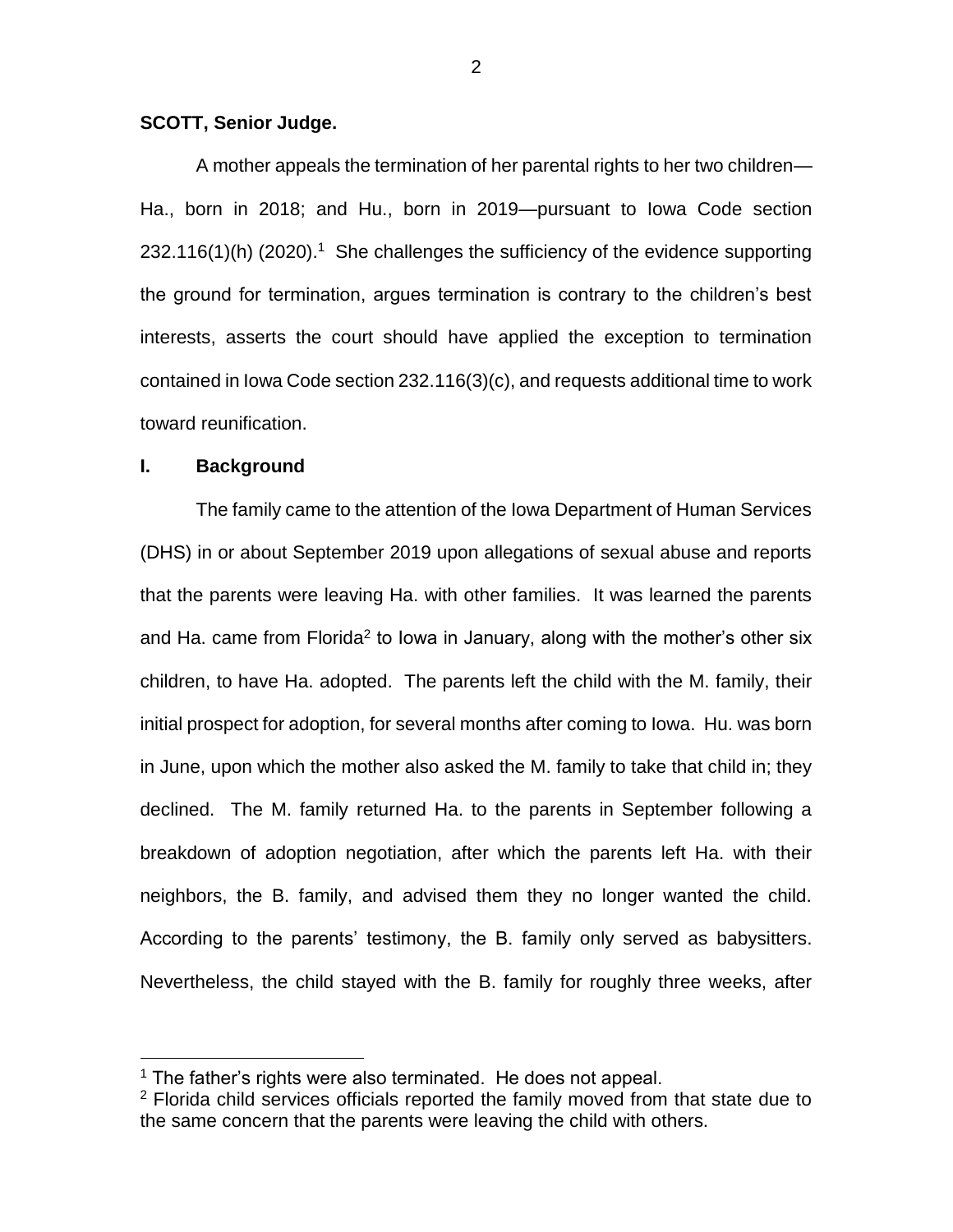**SCOTT, Senior Judge.**

A mother appeals the termination of her parental rights to her two children—Ha., born in 2018; and Hu., born in 2019—pursuant to Iowa Code section 232.116(1)(h) (2020).[1] She challenges the sufficiency of the evidence supporting the ground for termination, argues termination is contrary to the children's best interests, asserts the court should have applied the exception to termination contained in Iowa Code section 232.116(3)(c), and requests additional time to work toward reunification.

## I. Background

The family came to the attention of the Iowa Department of Human Services (DHS) in or about September 2019 upon allegations of sexual abuse and reports that the parents were leaving Ha. with other families. It was learned the parents and Ha. came from Florida[2] to Iowa in January, along with the mother's other six children, to have Ha. adopted. The parents left the child with the M. family, their initial prospect for adoption, for several months after coming to Iowa. Hu. was born in June, upon which the mother also asked the M. family to take that child in; they declined. The M. family returned Ha. to the parents in September following a breakdown of adoption negotiation, after which the parents left Ha. with their neighbors, the B. family, and advised them they no longer wanted the child. According to the parents' testimony, the B. family only served as babysitters. Nevertheless, the child stayed with the B. family for roughly three weeks, after

[1] The father's rights were also terminated. He does not appeal.

[2] Florida child services officials reported the family moved from that state due to the same concern that the parents were leaving the child with others.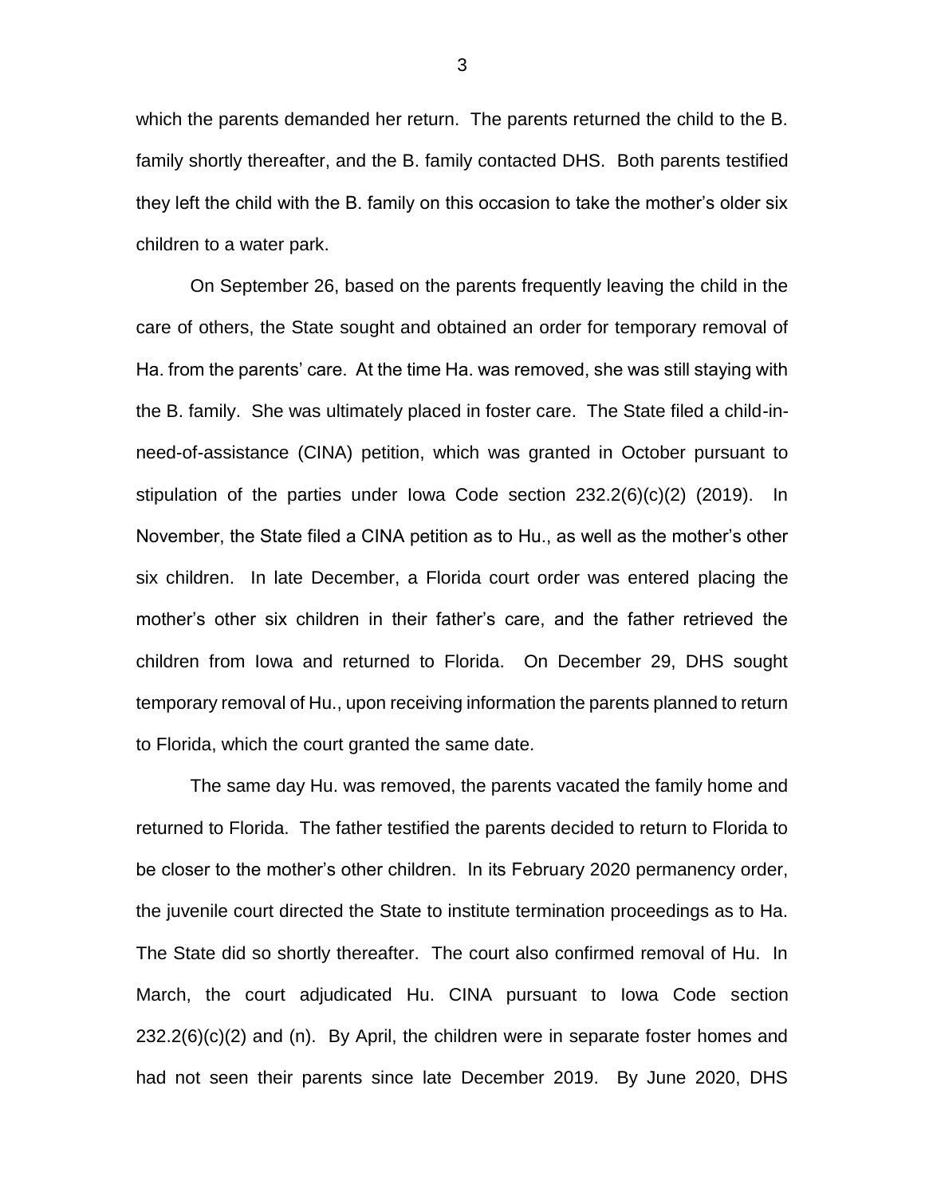which the parents demanded her return. The parents returned the child to the B. family shortly thereafter, and the B. family contacted DHS. Both parents testified they left the child with the B. family on this occasion to take the mother's older six children to a water park.

On September 26, based on the parents frequently leaving the child in the care of others, the State sought and obtained an order for temporary removal of Ha. from the parents' care. At the time Ha. was removed, she was still staying with the B. family. She was ultimately placed in foster care. The State filed a child-in-need-of-assistance (CINA) petition, which was granted in October pursuant to stipulation of the parties under Iowa Code section 232.2(6)(c)(2) (2019). In November, the State filed a CINA petition as to Hu., as well as the mother's other six children. In late December, a Florida court order was entered placing the mother's other six children in their father's care, and the father retrieved the children from Iowa and returned to Florida. On December 29, DHS sought temporary removal of Hu., upon receiving information the parents planned to return to Florida, which the court granted the same date.

The same day Hu. was removed, the parents vacated the family home and returned to Florida. The father testified the parents decided to return to Florida to be closer to the mother's other children. In its February 2020 permanency order, the juvenile court directed the State to institute termination proceedings as to Ha. The State did so shortly thereafter. The court also confirmed removal of Hu. In March, the court adjudicated Hu. CINA pursuant to Iowa Code section 232.2(6)(c)(2) and (n). By April, the children were in separate foster homes and had not seen their parents since late December 2019. By June 2020, DHS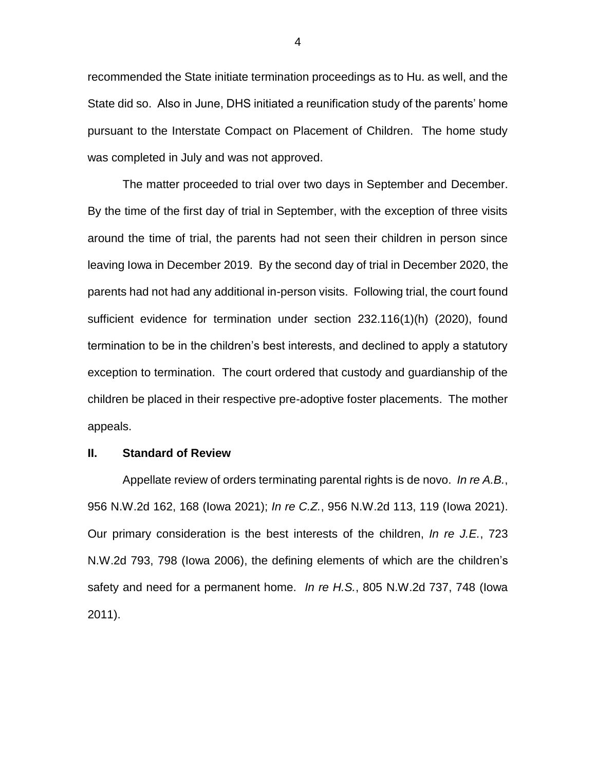recommended the State initiate termination proceedings as to Hu. as well, and the State did so. Also in June, DHS initiated a reunification study of the parents' home pursuant to the Interstate Compact on Placement of Children. The home study was completed in July and was not approved.

The matter proceeded to trial over two days in September and December. By the time of the first day of trial in September, with the exception of three visits around the time of trial, the parents had not seen their children in person since leaving Iowa in December 2019. By the second day of trial in December 2020, the parents had not had any additional in-person visits. Following trial, the court found sufficient evidence for termination under section 232.116(1)(h) (2020), found termination to be in the children's best interests, and declined to apply a statutory exception to termination. The court ordered that custody and guardianship of the children be placed in their respective pre-adoptive foster placements. The mother appeals.

## II. Standard of Review

Appellate review of orders terminating parental rights is de novo. *In re A.B.*, 956 N.W.2d 162, 168 (Iowa 2021); *In re C.Z.*, 956 N.W.2d 113, 119 (Iowa 2021). Our primary consideration is the best interests of the children, *In re J.E.*, 723 N.W.2d 793, 798 (Iowa 2006), the defining elements of which are the children's safety and need for a permanent home. *In re H.S.*, 805 N.W.2d 737, 748 (Iowa 2011).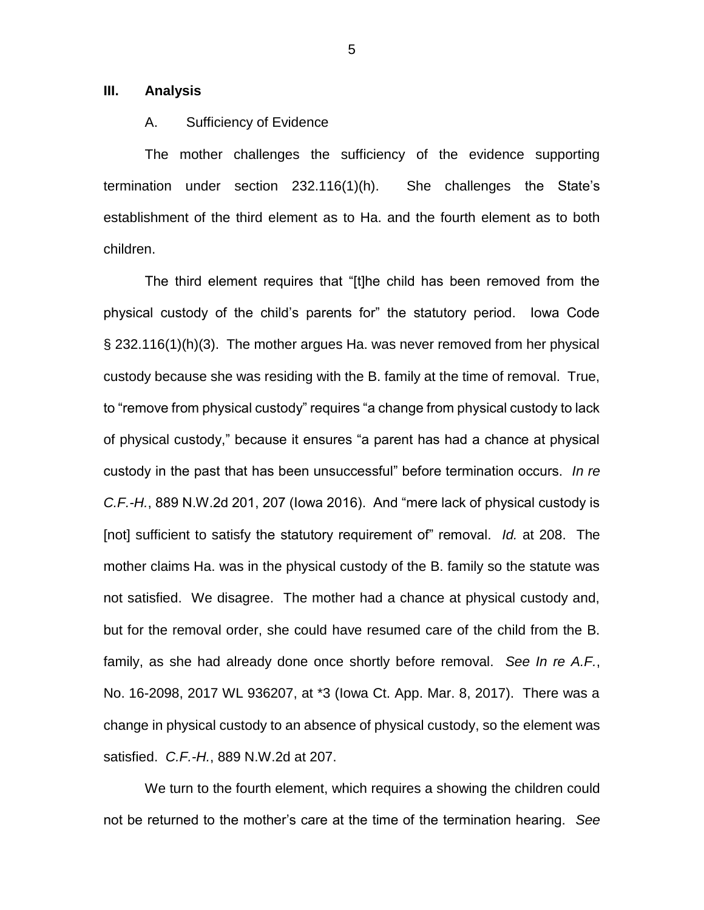## III. Analysis

### A. Sufficiency of Evidence

The mother challenges the sufficiency of the evidence supporting termination under section 232.116(1)(h). She challenges the State's establishment of the third element as to Ha. and the fourth element as to both children.

The third element requires that "[t]he child has been removed from the physical custody of the child's parents for" the statutory period. Iowa Code § 232.116(1)(h)(3). The mother argues Ha. was never removed from her physical custody because she was residing with the B. family at the time of removal. True, to "remove from physical custody" requires "a change from physical custody to lack of physical custody," because it ensures "a parent has had a chance at physical custody in the past that has been unsuccessful" before termination occurs. *In re C.F.-H.*, 889 N.W.2d 201, 207 (Iowa 2016). And "mere lack of physical custody is [not] sufficient to satisfy the statutory requirement of" removal. *Id.* at 208. The mother claims Ha. was in the physical custody of the B. family so the statute was not satisfied. We disagree. The mother had a chance at physical custody and, but for the removal order, she could have resumed care of the child from the B. family, as she had already done once shortly before removal. *See In re A.F.*, No. 16-2098, 2017 WL 936207, at *3 (Iowa Ct. App. Mar. 8, 2017). There was a change in physical custody to an absence of physical custody, so the element was satisfied. *C.F.-H.*, 889 N.W.2d at 207.

We turn to the fourth element, which requires a showing the children could not be returned to the mother's care at the time of the termination hearing. *See*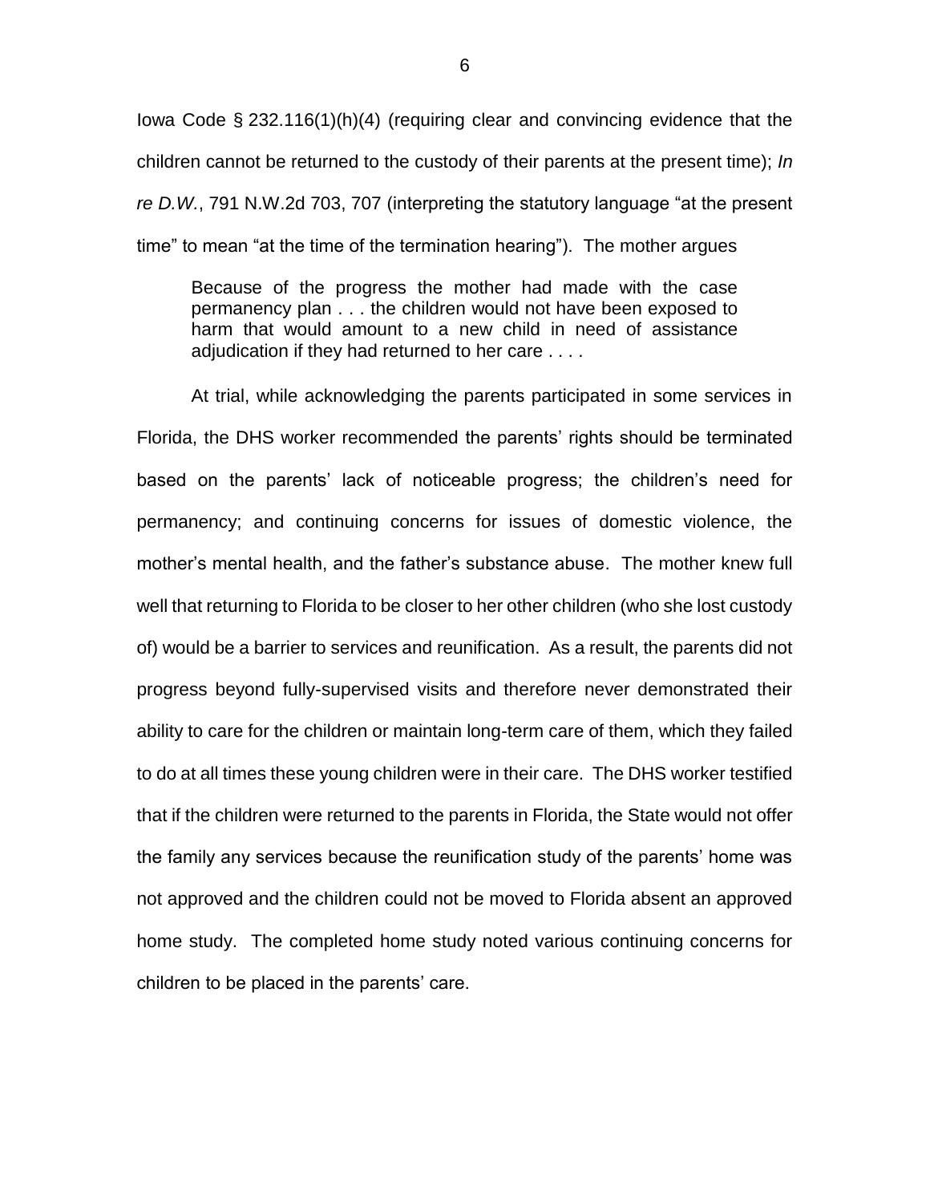Iowa Code § 232.116(1)(h)(4) (requiring clear and convincing evidence that the children cannot be returned to the custody of their parents at the present time); *In re D.W.*, 791 N.W.2d 703, 707 (interpreting the statutory language "at the present time" to mean "at the time of the termination hearing"). The mother argues

> Because of the progress the mother had made with the case permanency plan . . . the children would not have been exposed to harm that would amount to a new child in need of assistance adjudication if they had returned to her care . . . .

At trial, while acknowledging the parents participated in some services in Florida, the DHS worker recommended the parents' rights should be terminated based on the parents' lack of noticeable progress; the children's need for permanency; and continuing concerns for issues of domestic violence, the mother's mental health, and the father's substance abuse. The mother knew full well that returning to Florida to be closer to her other children (who she lost custody of) would be a barrier to services and reunification. As a result, the parents did not progress beyond fully-supervised visits and therefore never demonstrated their ability to care for the children or maintain long-term care of them, which they failed to do at all times these young children were in their care. The DHS worker testified that if the children were returned to the parents in Florida, the State would not offer the family any services because the reunification study of the parents' home was not approved and the children could not be moved to Florida absent an approved home study. The completed home study noted various continuing concerns for children to be placed in the parents' care.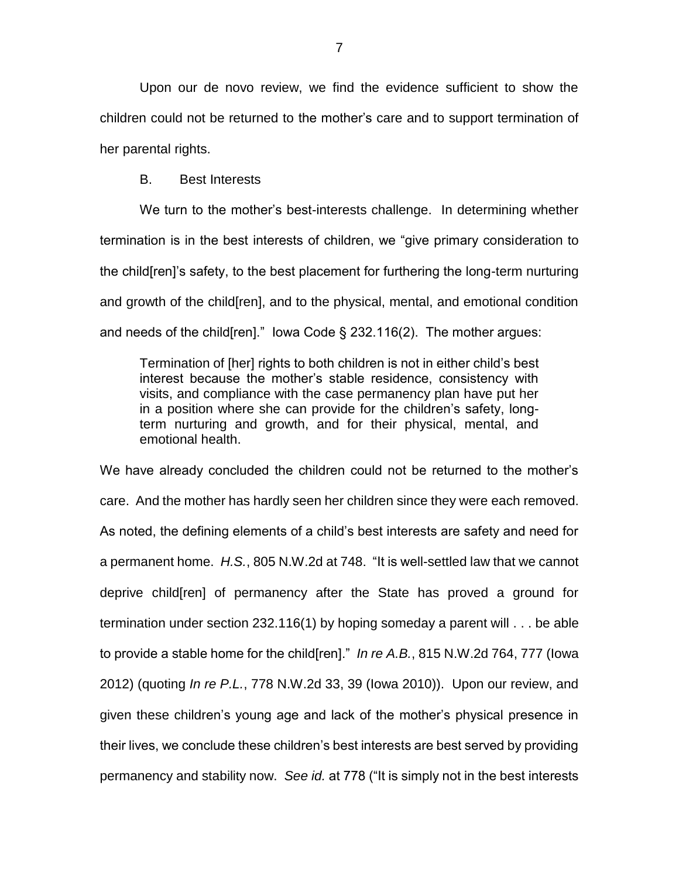Upon our de novo review, we find the evidence sufficient to show the children could not be returned to the mother's care and to support termination of her parental rights.

### B. Best Interests

We turn to the mother's best-interests challenge. In determining whether termination is in the best interests of children, we "give primary consideration to the child[ren]'s safety, to the best placement for furthering the long-term nurturing and growth of the child[ren], and to the physical, mental, and emotional condition and needs of the child[ren]." Iowa Code § 232.116(2). The mother argues:

> Termination of [her] rights to both children is not in either child's best interest because the mother's stable residence, consistency with visits, and compliance with the case permanency plan have put her in a position where she can provide for the children's safety, long-term nurturing and growth, and for their physical, mental, and emotional health.

We have already concluded the children could not be returned to the mother's care. And the mother has hardly seen her children since they were each removed. As noted, the defining elements of a child's best interests are safety and need for a permanent home. *H.S.*, 805 N.W.2d at 748. "It is well-settled law that we cannot deprive child[ren] of permanency after the State has proved a ground for termination under section 232.116(1) by hoping someday a parent will . . . be able to provide a stable home for the child[ren]." *In re A.B.*, 815 N.W.2d 764, 777 (Iowa 2012) (quoting *In re P.L.*, 778 N.W.2d 33, 39 (Iowa 2010)). Upon our review, and given these children's young age and lack of the mother's physical presence in their lives, we conclude these children's best interests are best served by providing permanency and stability now. *See id.* at 778 ("It is simply not in the best interests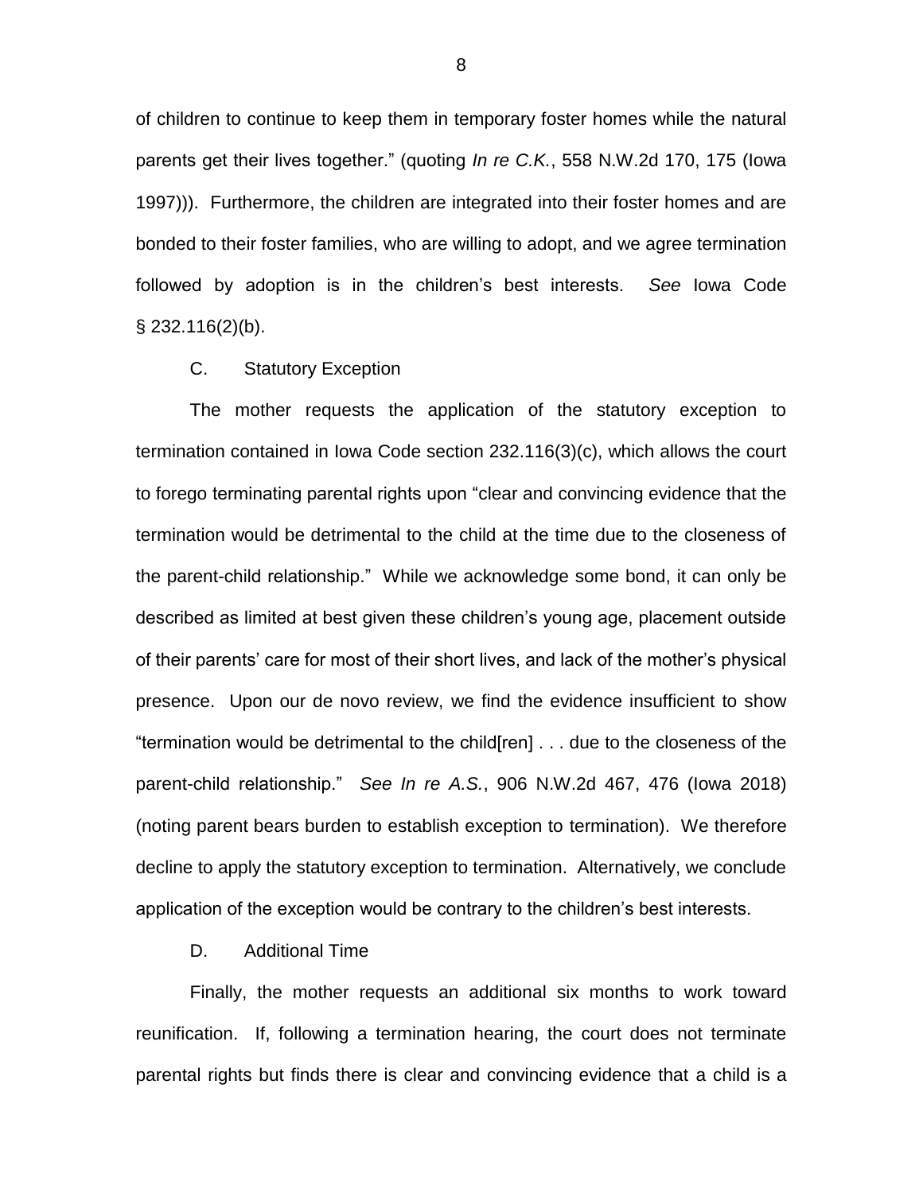of children to continue to keep them in temporary foster homes while the natural parents get their lives together." (quoting *In re C.K.*, 558 N.W.2d 170, 175 (Iowa 1997))). Furthermore, the children are integrated into their foster homes and are bonded to their foster families, who are willing to adopt, and we agree termination followed by adoption is in the children's best interests. *See* Iowa Code § 232.116(2)(b).

C. Statutory Exception

The mother requests the application of the statutory exception to termination contained in Iowa Code section 232.116(3)(c), which allows the court to forego terminating parental rights upon "clear and convincing evidence that the termination would be detrimental to the child at the time due to the closeness of the parent-child relationship." While we acknowledge some bond, it can only be described as limited at best given these children's young age, placement outside of their parents' care for most of their short lives, and lack of the mother's physical presence. Upon our de novo review, we find the evidence insufficient to show "termination would be detrimental to the child[ren] . . . due to the closeness of the parent-child relationship." *See In re A.S.*, 906 N.W.2d 467, 476 (Iowa 2018) (noting parent bears burden to establish exception to termination). We therefore decline to apply the statutory exception to termination. Alternatively, we conclude application of the exception would be contrary to the children's best interests.

D. Additional Time

Finally, the mother requests an additional six months to work toward reunification. If, following a termination hearing, the court does not terminate parental rights but finds there is clear and convincing evidence that a child is a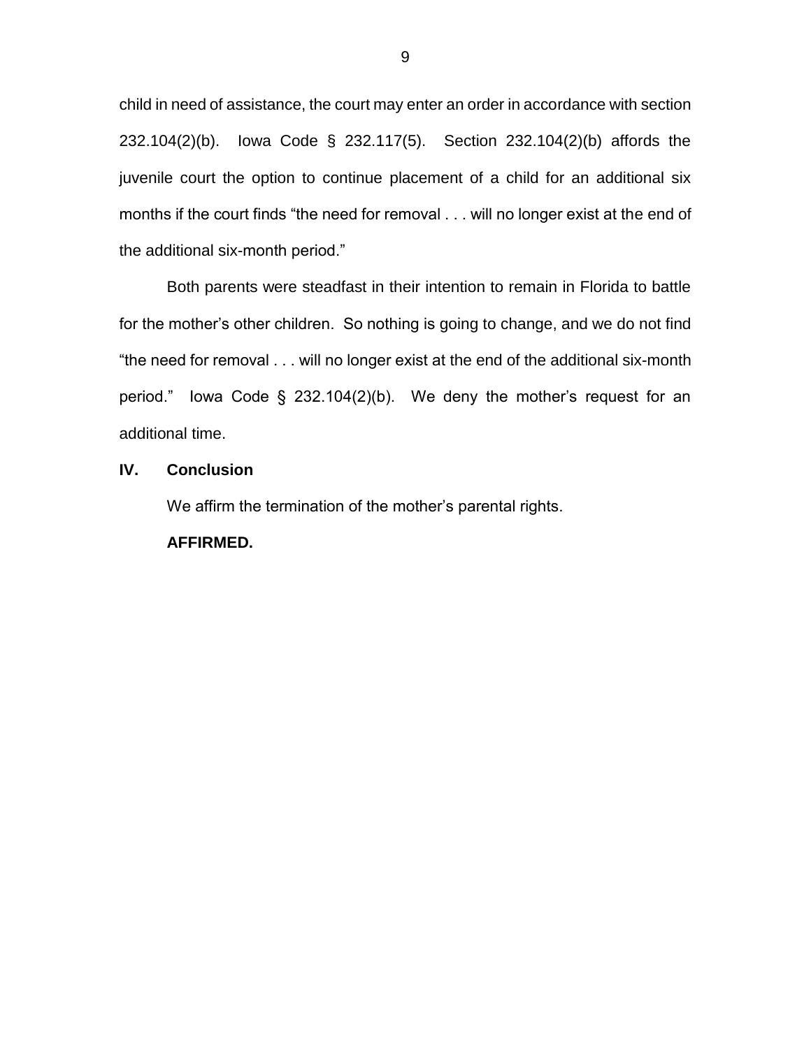child in need of assistance, the court may enter an order in accordance with section 232.104(2)(b). Iowa Code § 232.117(5). Section 232.104(2)(b) affords the juvenile court the option to continue placement of a child for an additional six months if the court finds "the need for removal . . . will no longer exist at the end of the additional six-month period."

Both parents were steadfast in their intention to remain in Florida to battle for the mother's other children. So nothing is going to change, and we do not find "the need for removal . . . will no longer exist at the end of the additional six-month period." Iowa Code § 232.104(2)(b). We deny the mother's request for an additional time.

## IV. Conclusion

We affirm the termination of the mother's parental rights.

**AFFIRMED.**